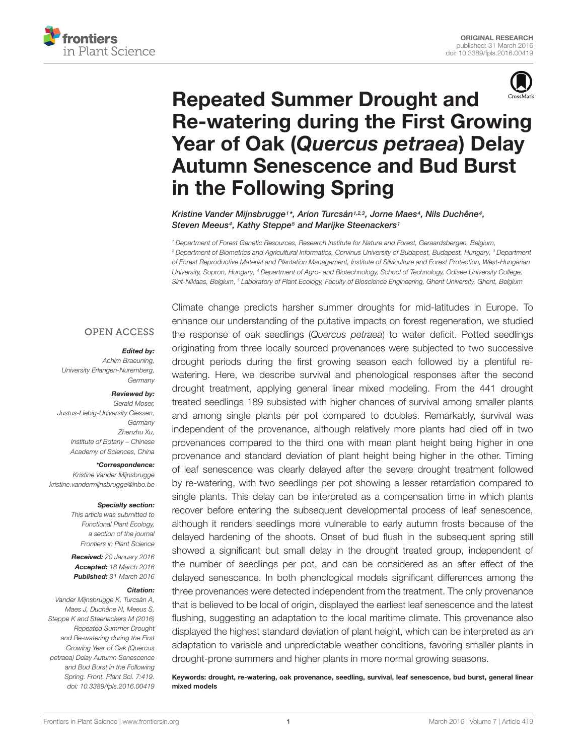ORIGINAL RESEARCH
published: 31 March 2016
doi: 10.3389/fpls.2016.00419

# Repeated Summer Drought and Re-watering during the First Growing Year of Oak (*Quercus petraea*) Delay Autumn Senescence and Bud Burst in the Following Spring

*Kristine Vander Mijnsbrugge[1]\*, Arion Turcsán[1,2,3], Jorne Maes[4], Nils Duchêne[4], Steven Meeus[4], Kathy Steppe[5] and Marijke Steenackers[1]*

[1] Department of Forest Genetic Resources, Research Institute for Nature and Forest, Geraardsbergen, Belgium, [2] Department of Biometrics and Agricultural Informatics, Corvinus University of Budapest, Budapest, Hungary, [3] Department of Forest Reproductive Material and Plantation Management, Institute of Silviculture and Forest Protection, West-Hungarian University, Sopron, Hungary, [4] Department of Agro- and Biotechnology, School of Technology, Odisee University College, Sint-Niklaas, Belgium, [5] Laboratory of Plant Ecology, Faculty of Bioscience Engineering, Ghent University, Ghent, Belgium

OPEN ACCESS

**Edited by:**
*Achim Braeuning, University Erlangen-Nuremberg, Germany*

**Reviewed by:**
*Gerald Moser, Justus-Liebig-University Giessen, Germany*
*Zhenzhu Xu, Institute of Botany – Chinese Academy of Sciences, China*

**\*Correspondence:**
*Kristine Vander Mijnsbrugge*
*kristine.vandermijnsbrugge@inbo.be*

**Specialty section:**
*This article was submitted to Functional Plant Ecology, a section of the journal Frontiers in Plant Science*

**Received:** *20 January 2016*
**Accepted:** *18 March 2016*
**Published:** *31 March 2016*

**Citation:**
*Vander Mijnsbrugge K, Turcsán A, Maes J, Duchêne N, Meeus S, Steppe K and Steenackers M (2016) Repeated Summer Drought and Re-watering during the First Growing Year of Oak (Quercus petraea) Delay Autumn Senescence and Bud Burst in the Following Spring. Front. Plant Sci. 7:419. doi: 10.3389/fpls.2016.00419*

Climate change predicts harsher summer droughts for mid-latitudes in Europe. To enhance our understanding of the putative impacts on forest regeneration, we studied the response of oak seedlings (*Quercus petraea*) to water deficit. Potted seedlings originating from three locally sourced provenances were subjected to two successive drought periods during the first growing season each followed by a plentiful re-watering. Here, we describe survival and phenological responses after the second drought treatment, applying general linear mixed modeling. From the 441 drought treated seedlings 189 subsisted with higher chances of survival among smaller plants and among single plants per pot compared to doubles. Remarkably, survival was independent of the provenance, although relatively more plants had died off in two provenances compared to the third one with mean plant height being higher in one provenance and standard deviation of plant height being higher in the other. Timing of leaf senescence was clearly delayed after the severe drought treatment followed by re-watering, with two seedlings per pot showing a lesser retardation compared to single plants. This delay can be interpreted as a compensation time in which plants recover before entering the subsequent developmental process of leaf senescence, although it renders seedlings more vulnerable to early autumn frosts because of the delayed hardening of the shoots. Onset of bud flush in the subsequent spring still showed a significant but small delay in the drought treated group, independent of the number of seedlings per pot, and can be considered as an after effect of the delayed senescence. In both phenological models significant differences among the three provenances were detected independent from the treatment. The only provenance that is believed to be local of origin, displayed the earliest leaf senescence and the latest flushing, suggesting an adaptation to the local maritime climate. This provenance also displayed the highest standard deviation of plant height, which can be interpreted as an adaptation to variable and unpredictable weather conditions, favoring smaller plants in drought-prone summers and higher plants in more normal growing seasons.

**Keywords: drought, re-watering, oak provenance, seedling, survival, leaf senescence, bud burst, general linear mixed models**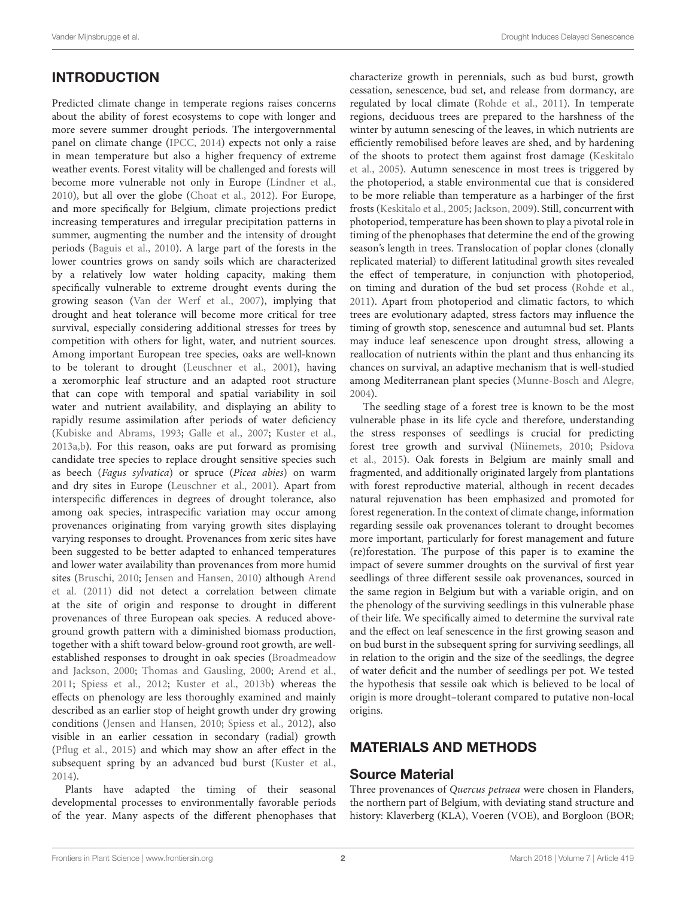## INTRODUCTION

Predicted climate change in temperate regions raises concerns about the ability of forest ecosystems to cope with longer and more severe summer drought periods. The intergovernmental panel on climate change (IPCC, 2014) expects not only a raise in mean temperature but also a higher frequency of extreme weather events. Forest vitality will be challenged and forests will become more vulnerable not only in Europe (Lindner et al., 2010), but all over the globe (Choat et al., 2012). For Europe, and more specifically for Belgium, climate projections predict increasing temperatures and irregular precipitation patterns in summer, augmenting the number and the intensity of drought periods (Baguis et al., 2010). A large part of the forests in the lower countries grows on sandy soils which are characterized by a relatively low water holding capacity, making them specifically vulnerable to extreme drought events during the growing season (Van der Werf et al., 2007), implying that drought and heat tolerance will become more critical for tree survival, especially considering additional stresses for trees by competition with others for light, water, and nutrient sources. Among important European tree species, oaks are well-known to be tolerant to drought (Leuschner et al., 2001), having a xeromorphic leaf structure and an adapted root structure that can cope with temporal and spatial variability in soil water and nutrient availability, and displaying an ability to rapidly resume assimilation after periods of water deficiency (Kubiske and Abrams, 1993; Galle et al., 2007; Kuster et al., 2013a,b). For this reason, oaks are put forward as promising candidate tree species to replace drought sensitive species such as beech (*Fagus sylvatica*) or spruce (*Picea abies*) on warm and dry sites in Europe (Leuschner et al., 2001). Apart from interspecific differences in degrees of drought tolerance, also among oak species, intraspecific variation may occur among provenances originating from varying growth sites displaying varying responses to drought. Provenances from xeric sites have been suggested to be better adapted to enhanced temperatures and lower water availability than provenances from more humid sites (Bruschi, 2010; Jensen and Hansen, 2010) although Arend et al. (2011) did not detect a correlation between climate at the site of origin and response to drought in different provenances of three European oak species. A reduced above-ground growth pattern with a diminished biomass production, together with a shift toward below-ground root growth, are well-established responses to drought in oak species (Broadmeadow and Jackson, 2000; Thomas and Gausling, 2000; Arend et al., 2011; Spiess et al., 2012; Kuster et al., 2013b) whereas the effects on phenology are less thoroughly examined and mainly described as an earlier stop of height growth under dry growing conditions (Jensen and Hansen, 2010; Spiess et al., 2012), also visible in an earlier cessation in secondary (radial) growth (Pflug et al., 2015) and which may show an after effect in the subsequent spring by an advanced bud burst (Kuster et al., 2014).

Plants have adapted the timing of their seasonal developmental processes to environmentally favorable periods of the year. Many aspects of the different phenophases that characterize growth in perennials, such as bud burst, growth cessation, senescence, bud set, and release from dormancy, are regulated by local climate (Rohde et al., 2011). In temperate regions, deciduous trees are prepared to the harshness of the winter by autumn senescing of the leaves, in which nutrients are efficiently remobilised before leaves are shed, and by hardening of the shoots to protect them against frost damage (Keskitalo et al., 2005). Autumn senescence in most trees is triggered by the photoperiod, a stable environmental cue that is considered to be more reliable than temperature as a harbinger of the first frosts (Keskitalo et al., 2005; Jackson, 2009). Still, concurrent with photoperiod, temperature has been shown to play a pivotal role in timing of the phenophases that determine the end of the growing season's length in trees. Translocation of poplar clones (clonally replicated material) to different latitudinal growth sites revealed the effect of temperature, in conjunction with photoperiod, on timing and duration of the bud set process (Rohde et al., 2011). Apart from photoperiod and climatic factors, to which trees are evolutionary adapted, stress factors may influence the timing of growth stop, senescence and autumnal bud set. Plants may induce leaf senescence upon drought stress, allowing a reallocation of nutrients within the plant and thus enhancing its chances on survival, an adaptive mechanism that is well-studied among Mediterranean plant species (Munne-Bosch and Alegre, 2004).

The seedling stage of a forest tree is known to be the most vulnerable phase in its life cycle and therefore, understanding the stress responses of seedlings is crucial for predicting forest tree growth and survival (Niinemets, 2010; Psidova et al., 2015). Oak forests in Belgium are mainly small and fragmented, and additionally originated largely from plantations with forest reproductive material, although in recent decades natural rejuvenation has been emphasized and promoted for forest regeneration. In the context of climate change, information regarding sessile oak provenances tolerant to drought becomes more important, particularly for forest management and future (re)forestation. The purpose of this paper is to examine the impact of severe summer droughts on the survival of first year seedlings of three different sessile oak provenances, sourced in the same region in Belgium but with a variable origin, and on the phenology of the surviving seedlings in this vulnerable phase of their life. We specifically aimed to determine the survival rate and the effect on leaf senescence in the first growing season and on bud burst in the subsequent spring for surviving seedlings, all in relation to the origin and the size of the seedlings, the degree of water deficit and the number of seedlings per pot. We tested the hypothesis that sessile oak which is believed to be local of origin is more drought–tolerant compared to putative non-local origins.

## MATERIALS AND METHODS

### Source Material

Three provenances of *Quercus petraea* were chosen in Flanders, the northern part of Belgium, with deviating stand structure and history: Klaverberg (KLA), Voeren (VOE), and Borgloon (BOR;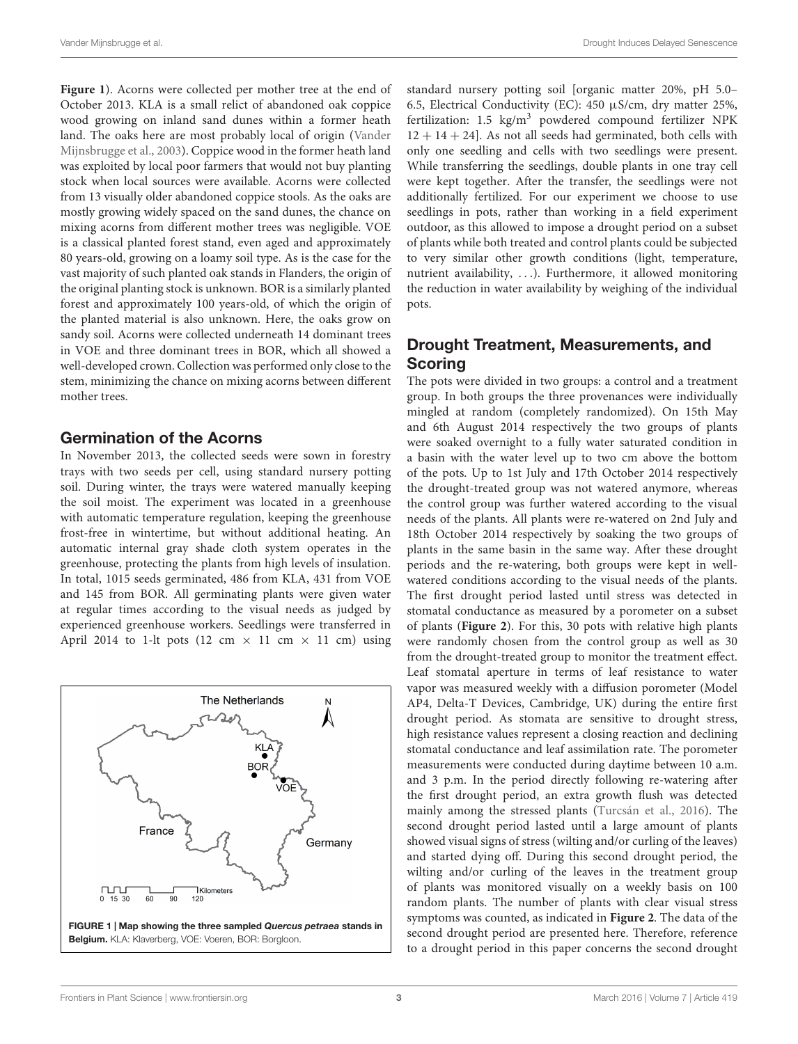**Figure 1**). Acorns were collected per mother tree at the end of October 2013. KLA is a small relict of abandoned oak coppice wood growing on inland sand dunes within a former heath land. The oaks here are most probably local of origin (Vander Mijnsbrugge et al., 2003). Coppice wood in the former heath land was exploited by local poor farmers that would not buy planting stock when local sources were available. Acorns were collected from 13 visually older abandoned coppice stools. As the oaks are mostly growing widely spaced on the sand dunes, the chance on mixing acorns from different mother trees was negligible. VOE is a classical planted forest stand, even aged and approximately 80 years-old, growing on a loamy soil type. As is the case for the vast majority of such planted oak stands in Flanders, the origin of the original planting stock is unknown. BOR is a similarly planted forest and approximately 100 years-old, of which the origin of the planted material is also unknown. Here, the oaks grow on sandy soil. Acorns were collected underneath 14 dominant trees in VOE and three dominant trees in BOR, which all showed a well-developed crown. Collection was performed only close to the stem, minimizing the chance on mixing acorns between different mother trees.

## Germination of the Acorns

In November 2013, the collected seeds were sown in forestry trays with two seeds per cell, using standard nursery potting soil. During winter, the trays were watered manually keeping the soil moist. The experiment was located in a greenhouse with automatic temperature regulation, keeping the greenhouse frost-free in wintertime, but without additional heating. An automatic internal gray shade cloth system operates in the greenhouse, protecting the plants from high levels of insulation. In total, 1015 seeds germinated, 486 from KLA, 431 from VOE and 145 from BOR. All germinating plants were given water at regular times according to the visual needs as judged by experienced greenhouse workers. Seedlings were transferred in April 2014 to 1-lt pots (12 cm × 11 cm × 11 cm) using standard nursery potting soil [organic matter 20%, pH 5.0–6.5, Electrical Conductivity (EC): 450 μS/cm, dry matter 25%, fertilization: 1.5 kg/m$^3$ powdered compound fertilizer NPK 12 + 14 + 24]. As not all seeds had germinated, both cells with only one seedling and cells with two seedlings were present. While transferring the seedlings, double plants in one tray cell were kept together. After the transfer, the seedlings were not additionally fertilized. For our experiment we choose to use seedlings in pots, rather than working in a field experiment outdoor, as this allowed to impose a drought period on a subset of plants while both treated and control plants could be subjected to very similar other growth conditions (light, temperature, nutrient availability, ...). Furthermore, it allowed monitoring the reduction in water availability by weighing of the individual pots.

**FIGURE 1 | Map showing the three sampled *Quercus petraea* stands in Belgium.** KLA: Klaverberg, VOE: Voeren, BOR: Borgloon.

## Drought Treatment, Measurements, and Scoring

The pots were divided in two groups: a control and a treatment group. In both groups the three provenances were individually mingled at random (completely randomized). On 15th May and 6th August 2014 respectively the two groups of plants were soaked overnight to a fully water saturated condition in a basin with the water level up to two cm above the bottom of the pots. Up to 1st July and 17th October 2014 respectively the drought-treated group was not watered anymore, whereas the control group was further watered according to the visual needs of the plants. All plants were re-watered on 2nd July and 18th October 2014 respectively by soaking the two groups of plants in the same basin in the same way. After these drought periods and the re-watering, both groups were kept in well-watered conditions according to the visual needs of the plants. The first drought period lasted until stress was detected in stomatal conductance as measured by a porometer on a subset of plants (**Figure 2**). For this, 30 pots with relative high plants were randomly chosen from the control group as well as 30 from the drought-treated group to monitor the treatment effect. Leaf stomatal aperture in terms of leaf resistance to water vapor was measured weekly with a diffusion porometer (Model AP4, Delta-T Devices, Cambridge, UK) during the entire first drought period. As stomata are sensitive to drought stress, high resistance values represent a closing reaction and declining stomatal conductance and leaf assimilation rate. The porometer measurements were conducted during daytime between 10 a.m. and 3 p.m. In the period directly following re-watering after the first drought period, an extra growth flush was detected mainly among the stressed plants (Turcsán et al., 2016). The second drought period lasted until a large amount of plants showed visual signs of stress (wilting and/or curling of the leaves) and started dying off. During this second drought period, the wilting and/or curling of the leaves in the treatment group of plants was monitored visually on a weekly basis on 100 random plants. The number of plants with clear visual stress symptoms was counted, as indicated in **Figure 2**. The data of the second drought period are presented here. Therefore, reference to a drought period in this paper concerns the second drought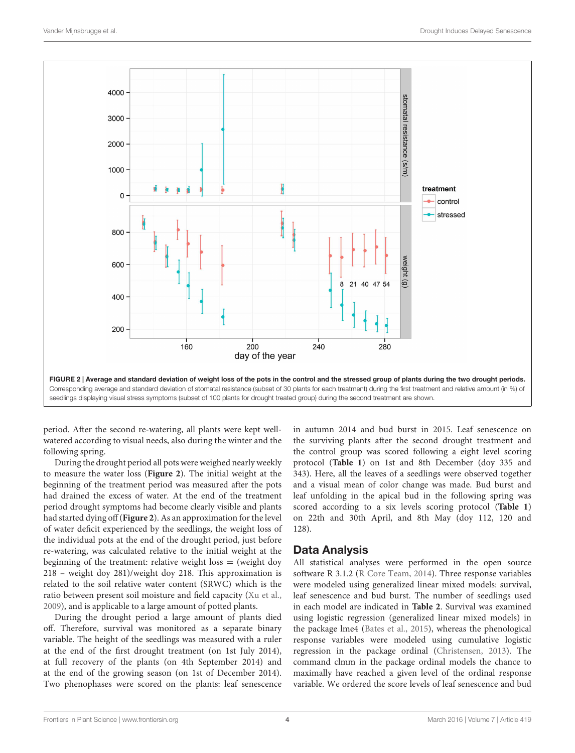**FIGURE 2 | Average and standard deviation of weight loss of the pots in the control and the stressed group of plants during the two drought periods.** Corresponding average and standard deviation of stomatal resistance (subset of 30 plants for each treatment) during the first treatment and relative amount (in %) of seedlings displaying visual stress symptoms (subset of 100 plants for drought treated group) during the second treatment are shown.

period. After the second re-watering, all plants were kept well-watered according to visual needs, also during the winter and the following spring.

During the drought period all pots were weighed nearly weekly to measure the water loss (**Figure 2**). The initial weight at the beginning of the treatment period was measured after the pots had drained the excess of water. At the end of the treatment period drought symptoms had become clearly visible and plants had started dying off (**Figure 2**). As an approximation for the level of water deficit experienced by the seedlings, the weight loss of the individual pots at the end of the drought period, just before re-watering, was calculated relative to the initial weight at the beginning of the treatment: relative weight loss = (weight doy 218 − weight doy 281)/weight doy 218. This approximation is related to the soil relative water content (SRWC) which is the ratio between present soil moisture and field capacity (Xu et al., 2009), and is applicable to a large amount of potted plants.

During the drought period a large amount of plants died off. Therefore, survival was monitored as a separate binary variable. The height of the seedlings was measured with a ruler at the end of the first drought treatment (on 1st July 2014), at full recovery of the plants (on 4th September 2014) and at the end of the growing season (on 1st of December 2014). Two phenophases were scored on the plants: leaf senescence in autumn 2014 and bud burst in 2015. Leaf senescence on the surviving plants after the second drought treatment and the control group was scored following a eight level scoring protocol (**Table 1**) on 1st and 8th December (doy 335 and 343). Here, all the leaves of a seedlings were observed together and a visual mean of color change was made. Bud burst and leaf unfolding in the apical bud in the following spring was scored according to a six levels scoring protocol (**Table 1**) on 22th and 30th April, and 8th May (doy 112, 120 and 128).

## Data Analysis

All statistical analyses were performed in the open source software R 3.1.2 (R Core Team, 2014). Three response variables were modeled using generalized linear mixed models: survival, leaf senescence and bud burst. The number of seedlings used in each model are indicated in **Table 2**. Survival was examined using logistic regression (generalized linear mixed models) in the package lme4 (Bates et al., 2015), whereas the phenological response variables were modeled using cumulative logistic regression in the package ordinal (Christensen, 2013). The command clmm in the package ordinal models the chance to maximally have reached a given level of the ordinal response variable. We ordered the score levels of leaf senescence and bud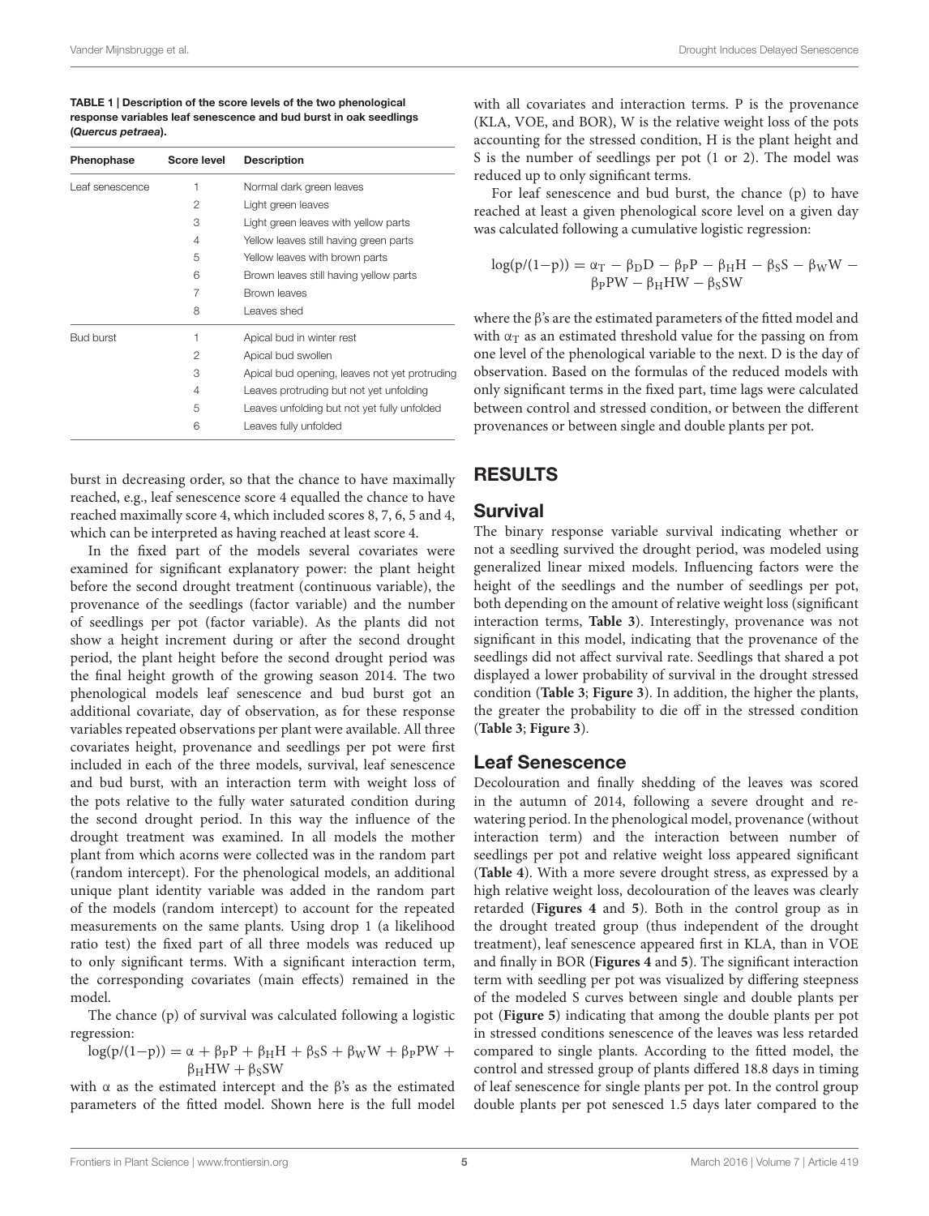**TABLE 1 | Description of the score levels of the two phenological response variables leaf senescence and bud burst in oak seedlings (*Quercus petraea*).**

| Phenophase | Score level | Description |
|---|---|---|
| Leaf senescence | 1 | Normal dark green leaves |
| | 2 | Light green leaves |
| | 3 | Light green leaves with yellow parts |
| | 4 | Yellow leaves still having green parts |
| | 5 | Yellow leaves with brown parts |
| | 6 | Brown leaves still having yellow parts |
| | 7 | Brown leaves |
| | 8 | Leaves shed |
| Bud burst | 1 | Apical bud in winter rest |
| | 2 | Apical bud swollen |
| | 3 | Apical bud opening, leaves not yet protruding |
| | 4 | Leaves protruding but not yet unfolding |
| | 5 | Leaves unfolding but not yet fully unfolded |
| | 6 | Leaves fully unfolded |

burst in decreasing order, so that the chance to have maximally reached, e.g., leaf senescence score 4 equalled the chance to have reached maximally score 4, which included scores 8, 7, 6, 5 and 4, which can be interpreted as having reached at least score 4.

In the fixed part of the models several covariates were examined for significant explanatory power: the plant height before the second drought treatment (continuous variable), the provenance of the seedlings (factor variable) and the number of seedlings per pot (factor variable). As the plants did not show a height increment during or after the second drought period, the plant height before the second drought period was the final height growth of the growing season 2014. The two phenological models leaf senescence and bud burst got an additional covariate, day of observation, as for these response variables repeated observations per plant were available. All three covariates height, provenance and seedlings per pot were first included in each of the three models, survival, leaf senescence and bud burst, with an interaction term with weight loss of the pots relative to the fully water saturated condition during the second drought period. In this way the influence of the drought treatment was examined. In all models the mother plant from which acorns were collected was in the random part (random intercept). For the phenological models, an additional unique plant identity variable was added in the random part of the models (random intercept) to account for the repeated measurements on the same plants. Using drop 1 (a likelihood ratio test) the fixed part of all three models was reduced up to only significant terms. With a significant interaction term, the corresponding covariates (main effects) remained in the model.

The chance (p) of survival was calculated following a logistic regression:

$$\log(p/(1-p)) = \alpha + \beta_P P + \beta_H H + \beta_S S + \beta_W W + \beta_P PW + \beta_H HW + \beta_S SW$$

with $\alpha$ as the estimated intercept and the $\beta$'s as the estimated parameters of the fitted model. Shown here is the full model with all covariates and interaction terms. P is the provenance (KLA, VOE, and BOR), W is the relative weight loss of the pots accounting for the stressed condition, H is the plant height and S is the number of seedlings per pot (1 or 2). The model was reduced up to only significant terms.

For leaf senescence and bud burst, the chance (p) to have reached at least a given phenological score level on a given day was calculated following a cumulative logistic regression:

$$\log(p/(1-p)) = \alpha_T - \beta_D D - \beta_P P - \beta_H H - \beta_S S - \beta_W W - \beta_P PW - \beta_H HW - \beta_S SW$$

where the $\beta$'s are the estimated parameters of the fitted model and with $\alpha_T$ as an estimated threshold value for the passing on from one level of the phenological variable to the next. D is the day of observation. Based on the formulas of the reduced models with only significant terms in the fixed part, time lags were calculated between control and stressed condition, or between the different provenances or between single and double plants per pot.

## RESULTS

### Survival

The binary response variable survival indicating whether or not a seedling survived the drought period, was modeled using generalized linear mixed models. Influencing factors were the height of the seedlings and the number of seedlings per pot, both depending on the amount of relative weight loss (significant interaction terms, **Table 3**). Interestingly, provenance was not significant in this model, indicating that the provenance of the seedlings did not affect survival rate. Seedlings that shared a pot displayed a lower probability of survival in the drought stressed condition (**Table 3**; **Figure 3**). In addition, the higher the plants, the greater the probability to die off in the stressed condition (**Table 3**; **Figure 3**).

### Leaf Senescence

Decolouration and finally shedding of the leaves was scored in the autumn of 2014, following a severe drought and re-watering period. In the phenological model, provenance (without interaction term) and the interaction between number of seedlings per pot and relative weight loss appeared significant (**Table 4**). With a more severe drought stress, as expressed by a high relative weight loss, decolouration of the leaves was clearly retarded (**Figures 4** and **5**). Both in the control group as in the drought treated group (thus independent of the drought treatment), leaf senescence appeared first in KLA, than in VOE and finally in BOR (**Figures 4** and **5**). The significant interaction term with seedling per pot was visualized by differing steepness of the modeled S curves between single and double plants per pot (**Figure 5**) indicating that among the double plants per pot in stressed conditions senescence of the leaves was less retarded compared to single plants. According to the fitted model, the control and stressed group of plants differed 18.8 days in timing of leaf senescence for single plants per pot. In the control group double plants per pot senesced 1.5 days later compared to the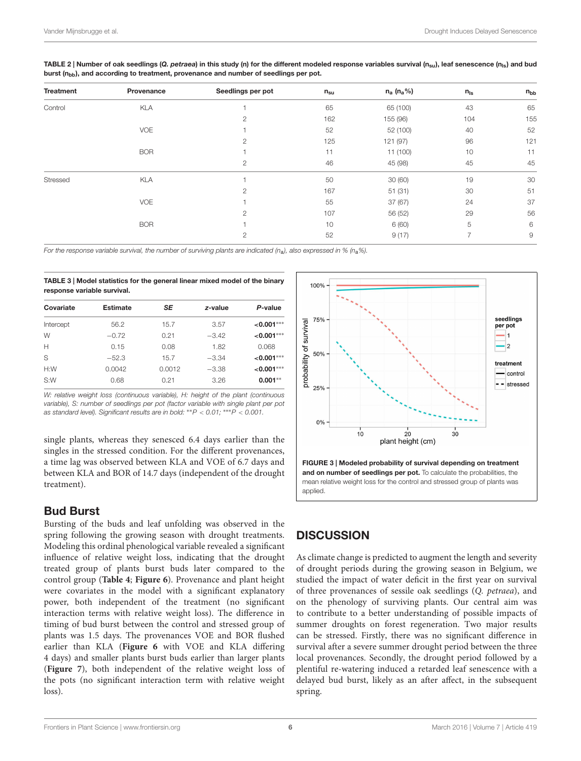**TABLE 2 | Number of oak seedlings (*Q. petraea*) in this study (n) for the different modeled response variables survival ($n_{su}$), leaf senescence ($n_{ls}$) and bud burst ($n_{bb}$), and according to treatment, provenance and number of seedlings per pot.**

| Treatment | Provenance | Seedlings per pot | $n_{su}$ | $n_a$ ($n_a$%) | $n_{ls}$ | $n_{bb}$ |
|---|---|---|---|---|---|---|
| Control | KLA | 1 | 65 | 65 (100) | 43 | 65 |
| | | 2 | 162 | 155 (96) | 104 | 155 |
| | VOE | 1 | 52 | 52 (100) | 40 | 52 |
| | | 2 | 125 | 121 (97) | 96 | 121 |
| | BOR | 1 | 11 | 11 (100) | 10 | 11 |
| | | 2 | 46 | 45 (98) | 45 | 45 |
| Stressed | KLA | 1 | 50 | 30 (60) | 19 | 30 |
| | | 2 | 167 | 51 (31) | 30 | 51 |
| | VOE | 1 | 55 | 37 (67) | 24 | 37 |
| | | 2 | 107 | 56 (52) | 29 | 56 |
| | BOR | 1 | 10 | 6 (60) | 5 | 6 |
| | | 2 | 52 | 9 (17) | 7 | 9 |

*For the response variable survival, the number of surviving plants are indicated ($n_a$), also expressed in % ($n_a$%).*

**TABLE 3 | Model statistics for the general linear mixed model of the binary response variable survival.**

| Covariate | Estimate | *SE* | *z*-value | *P*-value |
|---|---|---|---|---|
| Intercept | 56.2 | 15.7 | 3.57 | **<0.001*****|
| W | −0.72 | 0.21 | −3.42 | **<0.001***** |
| H | 0.15 | 0.08 | 1.82 | 0.068 |
| S | −52.3 | 15.7 | −3.34 | **<0.001***** |
| H:W | 0.0042 | 0.0012 | −3.38 | **<0.001***** |
| S:W | 0.68 | 0.21 | 3.26 | **0.001**** |

*W: relative weight loss (continuous variable), H: height of the plant (continuous variable), S: number of seedlings per pot (factor variable with single plant per pot as standard level). Significant results are in bold: **P < 0.01; ***P < 0.001.*

**FIGURE 3 | Modeled probability of survival depending on treatment and on number of seedlings per pot.** To calculate the probabilities, the mean relative weight loss for the control and stressed group of plants was applied.

single plants, whereas they senesced 6.4 days earlier than the singles in the stressed condition. For the different provenances, a time lag was observed between KLA and VOE of 6.7 days and between KLA and BOR of 14.7 days (independent of the drought treatment).

## Bud Burst

Bursting of the buds and leaf unfolding was observed in the spring following the growing season with drought treatments. Modeling this ordinal phenological variable revealed a significant influence of relative weight loss, indicating that the drought treated group of plants burst buds later compared to the control group (**Table 4**; **Figure 6**). Provenance and plant height were covariates in the model with a significant explanatory power, both independent of the treatment (no significant interaction terms with relative weight loss). The difference in timing of bud burst between the control and stressed group of plants was 1.5 days. The provenances VOE and BOR flushed earlier than KLA (**Figure 6** with VOE and KLA differing 4 days) and smaller plants burst buds earlier than larger plants (**Figure 7**), both independent of the relative weight loss of the pots (no significant interaction term with relative weight loss).

# DISCUSSION

As climate change is predicted to augment the length and severity of drought periods during the growing season in Belgium, we studied the impact of water deficit in the first year on survival of three provenances of sessile oak seedlings (*Q. petraea*), and on the phenology of surviving plants. Our central aim was to contribute to a better understanding of possible impacts of summer droughts on forest regeneration. Two major results can be stressed. Firstly, there was no significant difference in survival after a severe summer drought period between the three local provenances. Secondly, the drought period followed by a plentiful re-watering induced a retarded leaf senescence with a delayed bud burst, likely as an after affect, in the subsequent spring.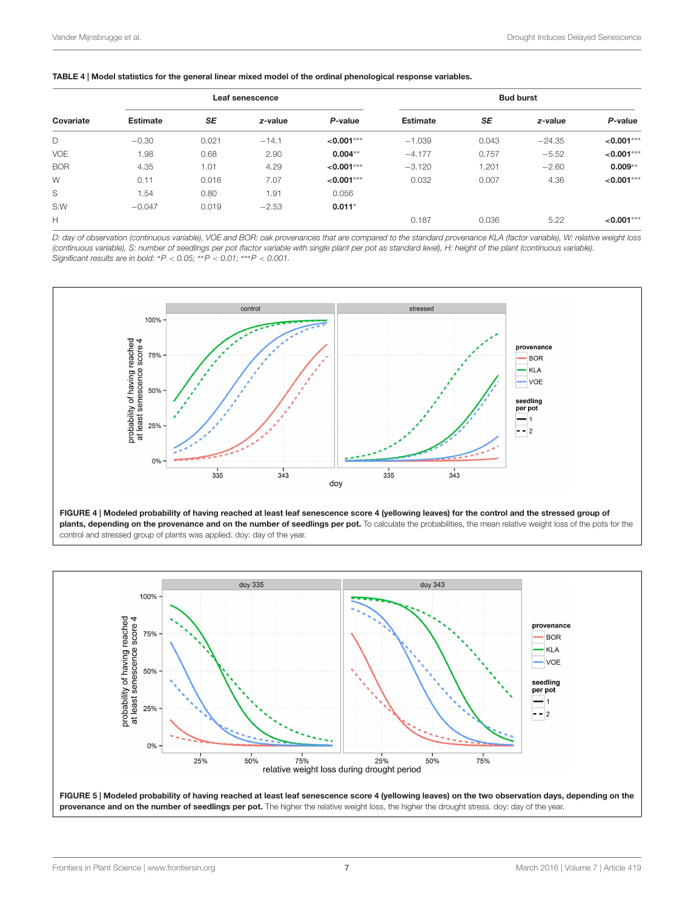**TABLE 4 | Model statistics for the general linear mixed model of the ordinal phenological response variables.**

| Covariate | Leaf senescence | | | | Bud burst | | | |
|---|---|---|---|---|---|---|---|---|
| | Estimate | *SE* | *z*-value | *P*-value | Estimate | *SE* | *z*-value | *P*-value |
| D | −0.30 | 0.021 | −14.1 | **<0.001******* | −1.039 | 0.043 | −24.35 | **<0.001******* |
| VOE | 1.98 | 0.68 | 2.90 | **0.004****** | −4.177 | 0.757 | −5.52 | **<0.001******* |
| BOR | 4.35 | 1.01 | 4.29 | **<0.001******* | −3.120 | 1.201 | −2.60 | **0.009****** |
| W | 0.11 | 0.016 | 7.07 | **<0.001******* | 0.032 | 0.007 | 4.36 | **<0.001******* |
| S | 1.54 | 0.80 | 1.91 | 0.056 | | | | |
| S:W | −0.047 | 0.019 | −2.53 | **0.011*** | | | | |
| H | | | | | 0.187 | 0.036 | 5.22 | **<0.001******* |

*D: day of observation (continuous variable), VOE and BOR: oak provenances that are compared to the standard provenance KLA (factor variable), W: relative weight loss (continuous variable), S: number of seedlings per pot (factor variable with single plant per pot as standard level), H: height of the plant (continuous variable). Significant results are in bold: *P < 0.05; **P < 0.01; ***P < 0.001.*

**FIGURE 4 | Modeled probability of having reached at least leaf senescence score 4 (yellowing leaves) for the control and the stressed group of plants, depending on the provenance and on the number of seedlings per pot.** To calculate the probabilities, the mean relative weight loss of the pots for the control and stressed group of plants was applied. doy: day of the year.

**FIGURE 5 | Modeled probability of having reached at least leaf senescence score 4 (yellowing leaves) on the two observation days, depending on the provenance and on the number of seedlings per pot.** The higher the relative weight loss, the higher the drought stress. doy: day of the year.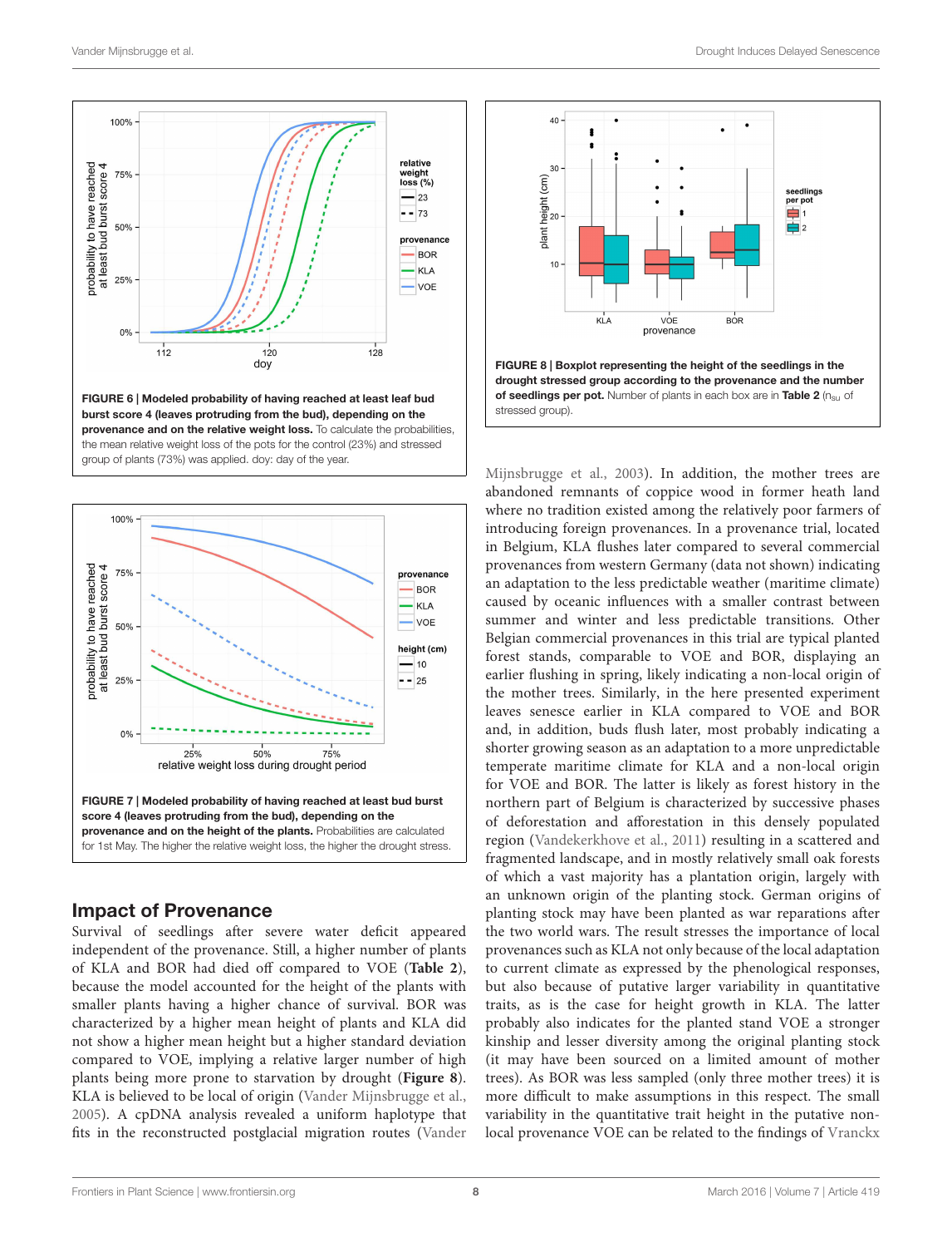**FIGURE 6 | Modeled probability of having reached at least leaf bud burst score 4 (leaves protruding from the bud), depending on the provenance and on the relative weight loss.** To calculate the probabilities, the mean relative weight loss of the pots for the control (23%) and stressed group of plants (73%) was applied. doy: day of the year.

**FIGURE 7 | Modeled probability of having reached at least bud burst score 4 (leaves protruding from the bud), depending on the provenance and on the height of the plants.** Probabilities are calculated for 1st May. The higher the relative weight loss, the higher the drought stress.

**FIGURE 8 | Boxplot representing the height of the seedlings in the drought stressed group according to the provenance and the number of seedlings per pot.** Number of plants in each box are in **Table 2** ($n_{su}$ of stressed group).

## Impact of Provenance

Survival of seedlings after severe water deficit appeared independent of the provenance. Still, a higher number of plants of KLA and BOR had died off compared to VOE (**Table 2**), because the model accounted for the height of the plants with smaller plants having a higher chance of survival. BOR was characterized by a higher mean height of plants and KLA did not show a higher mean height but a higher standard deviation compared to VOE, implying a relative larger number of high plants being more prone to starvation by drought (**Figure 8**). KLA is believed to be local of origin (Vander Mijnsbrugge et al., 2005). A cpDNA analysis revealed a uniform haplotype that fits in the reconstructed postglacial migration routes (Vander Mijnsbrugge et al., 2003). In addition, the mother trees are abandoned remnants of coppice wood in former heath land where no tradition existed among the relatively poor farmers of introducing foreign provenances. In a provenance trial, located in Belgium, KLA flushes later compared to several commercial provenances from western Germany (data not shown) indicating an adaptation to the less predictable weather (maritime climate) caused by oceanic influences with a smaller contrast between summer and winter and less predictable transitions. Other Belgian commercial provenances in this trial are typical planted forest stands, comparable to VOE and BOR, displaying an earlier flushing in spring, likely indicating a non-local origin of the mother trees. Similarly, in the here presented experiment leaves senesce earlier in KLA compared to VOE and BOR and, in addition, buds flush later, most probably indicating a shorter growing season as an adaptation to a more unpredictable temperate maritime climate for KLA and a non-local origin for VOE and BOR. The latter is likely as forest history in the northern part of Belgium is characterized by successive phases of deforestation and afforestation in this densely populated region (Vandekerkhove et al., 2011) resulting in a scattered and fragmented landscape, and in mostly relatively small oak forests of which a vast majority has a plantation origin, largely with an unknown origin of the planting stock. German origins of planting stock may have been planted as war reparations after the two world wars. The result stresses the importance of local provenances such as KLA not only because of the local adaptation to current climate as expressed by the phenological responses, but also because of putative larger variability in quantitative traits, as is the case for height growth in KLA. The latter probably also indicates for the planted stand VOE a stronger kinship and lesser diversity among the original planting stock (it may have been sourced on a limited amount of mother trees). As BOR was less sampled (only three mother trees) it is more difficult to make assumptions in this respect. The small variability in the quantitative trait height in the putative non-local provenance VOE can be related to the findings of Vranckx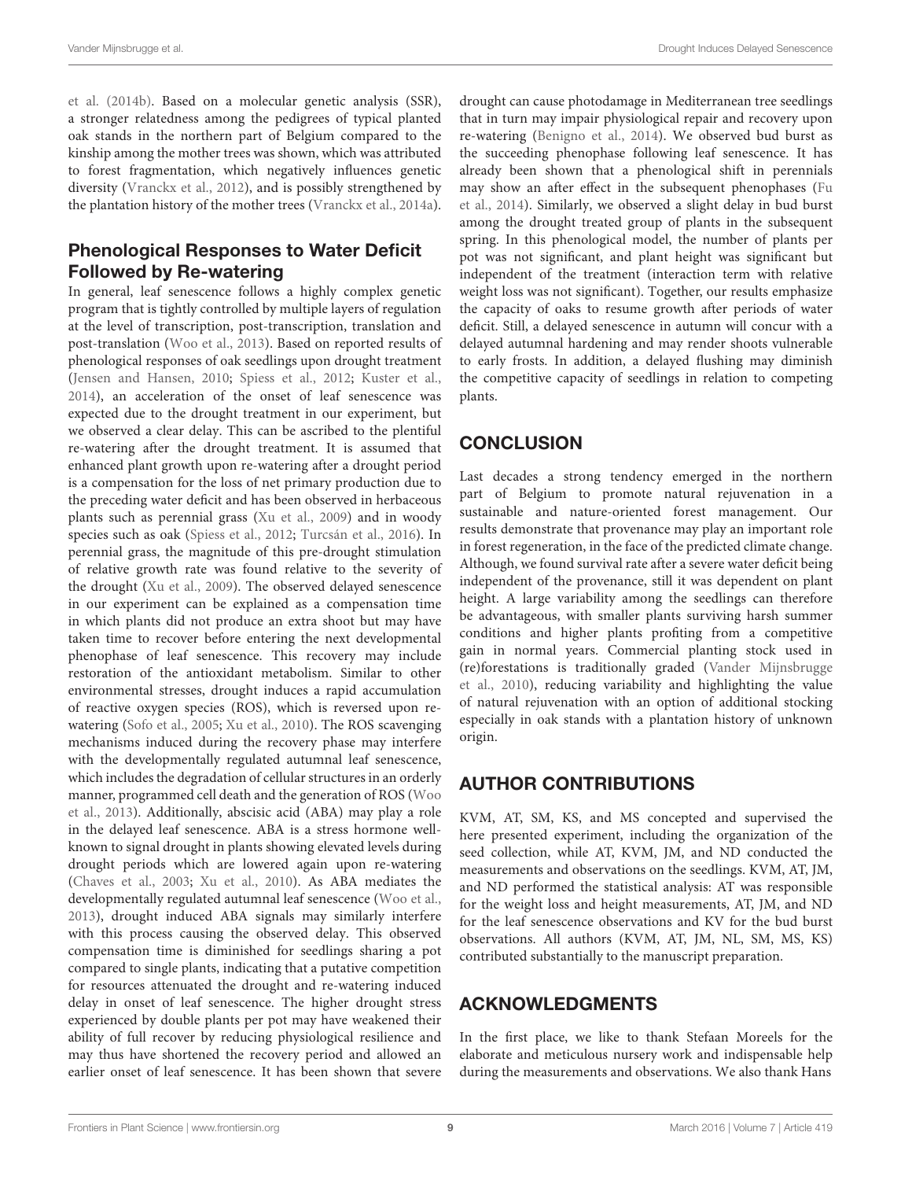et al. (2014b). Based on a molecular genetic analysis (SSR), a stronger relatedness among the pedigrees of typical planted oak stands in the northern part of Belgium compared to the kinship among the mother trees was shown, which was attributed to forest fragmentation, which negatively influences genetic diversity (Vranckx et al., 2012), and is possibly strengthened by the plantation history of the mother trees (Vranckx et al., 2014a).

### Phenological Responses to Water Deficit Followed by Re-watering

In general, leaf senescence follows a highly complex genetic program that is tightly controlled by multiple layers of regulation at the level of transcription, post-transcription, translation and post-translation (Woo et al., 2013). Based on reported results of phenological responses of oak seedlings upon drought treatment (Jensen and Hansen, 2010; Spiess et al., 2012; Kuster et al., 2014), an acceleration of the onset of leaf senescence was expected due to the drought treatment in our experiment, but we observed a clear delay. This can be ascribed to the plentiful re-watering after the drought treatment. It is assumed that enhanced plant growth upon re-watering after a drought period is a compensation for the loss of net primary production due to the preceding water deficit and has been observed in herbaceous plants such as perennial grass (Xu et al., 2009) and in woody species such as oak (Spiess et al., 2012; Turcsán et al., 2016). In perennial grass, the magnitude of this pre-drought stimulation of relative growth rate was found relative to the severity of the drought (Xu et al., 2009). The observed delayed senescence in our experiment can be explained as a compensation time in which plants did not produce an extra shoot but may have taken time to recover before entering the next developmental phenophase of leaf senescence. This recovery may include restoration of the antioxidant metabolism. Similar to other environmental stresses, drought induces a rapid accumulation of reactive oxygen species (ROS), which is reversed upon re-watering (Sofo et al., 2005; Xu et al., 2010). The ROS scavenging mechanisms induced during the recovery phase may interfere with the developmentally regulated autumnal leaf senescence, which includes the degradation of cellular structures in an orderly manner, programmed cell death and the generation of ROS (Woo et al., 2013). Additionally, abscisic acid (ABA) may play a role in the delayed leaf senescence. ABA is a stress hormone well-known to signal drought in plants showing elevated levels during drought periods which are lowered again upon re-watering (Chaves et al., 2003; Xu et al., 2010). As ABA mediates the developmentally regulated autumnal leaf senescence (Woo et al., 2013), drought induced ABA signals may similarly interfere with this process causing the observed delay. This observed compensation time is diminished for seedlings sharing a pot compared to single plants, indicating that a putative competition for resources attenuated the drought and re-watering induced delay in onset of leaf senescence. The higher drought stress experienced by double plants per pot may have weakened their ability of full recover by reducing physiological resilience and may thus have shortened the recovery period and allowed an earlier onset of leaf senescence. It has been shown that severe drought can cause photodamage in Mediterranean tree seedlings that in turn may impair physiological repair and recovery upon re-watering (Benigno et al., 2014). We observed bud burst as the succeeding phenophase following leaf senescence. It has already been shown that a phenological shift in perennials may show an after effect in the subsequent phenophases (Fu et al., 2014). Similarly, we observed a slight delay in bud burst among the drought treated group of plants in the subsequent spring. In this phenological model, the number of plants per pot was not significant, and plant height was significant but independent of the treatment (interaction term with relative weight loss was not significant). Together, our results emphasize the capacity of oaks to resume growth after periods of water deficit. Still, a delayed senescence in autumn will concur with a delayed autumnal hardening and may render shoots vulnerable to early frosts. In addition, a delayed flushing may diminish the competitive capacity of seedlings in relation to competing plants.

## CONCLUSION

Last decades a strong tendency emerged in the northern part of Belgium to promote natural rejuvenation in a sustainable and nature-oriented forest management. Our results demonstrate that provenance may play an important role in forest regeneration, in the face of the predicted climate change. Although, we found survival rate after a severe water deficit being independent of the provenance, still it was dependent on plant height. A large variability among the seedlings can therefore be advantageous, with smaller plants surviving harsh summer conditions and higher plants profiting from a competitive gain in normal years. Commercial planting stock used in (re)forestations is traditionally graded (Vander Mijnsbrugge et al., 2010), reducing variability and highlighting the value of natural rejuvenation with an option of additional stocking especially in oak stands with a plantation history of unknown origin.

## AUTHOR CONTRIBUTIONS

KVM, AT, SM, KS, and MS concepted and supervised the here presented experiment, including the organization of the seed collection, while AT, KVM, JM, and ND conducted the measurements and observations on the seedlings. KVM, AT, JM, and ND performed the statistical analysis: AT was responsible for the weight loss and height measurements, AT, JM, and ND for the leaf senescence observations and KV for the bud burst observations. All authors (KVM, AT, JM, NL, SM, MS, KS) contributed substantially to the manuscript preparation.

## ACKNOWLEDGMENTS

In the first place, we like to thank Stefaan Moreels for the elaborate and meticulous nursery work and indispensable help during the measurements and observations. We also thank Hans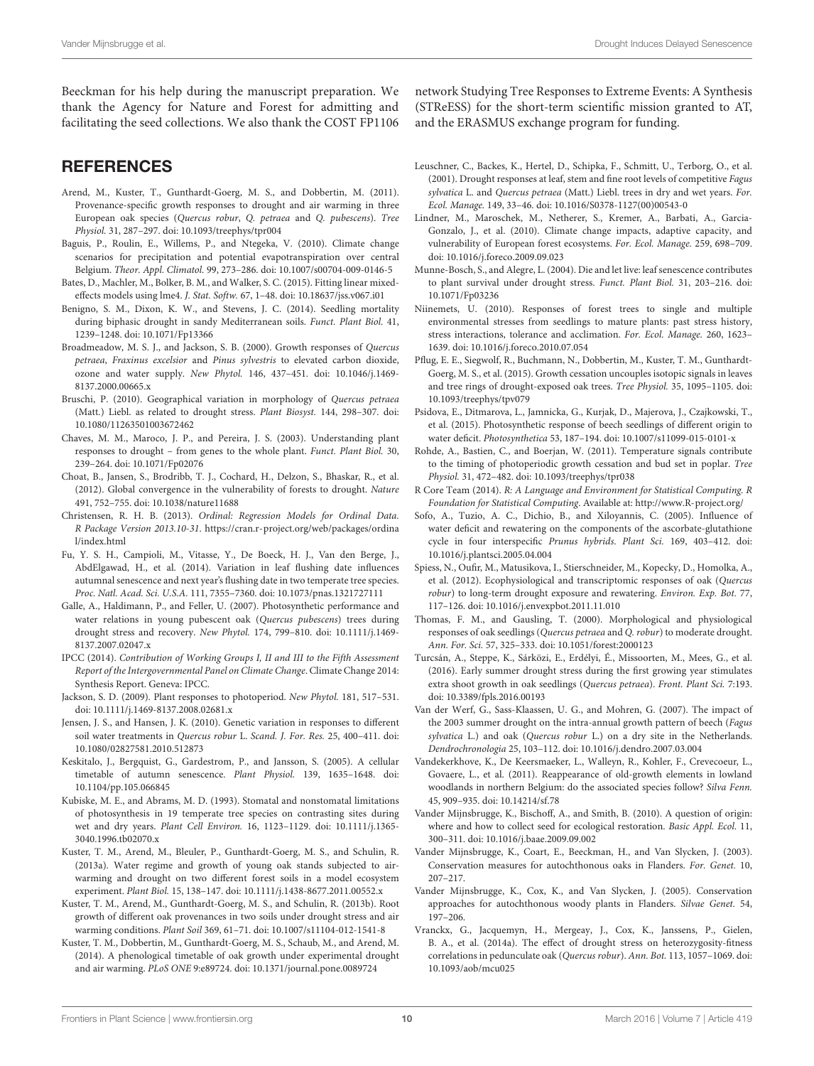Beeckman for his help during the manuscript preparation. We thank the Agency for Nature and Forest for admitting and facilitating the seed collections. We also thank the COST FP1106 network Studying Tree Responses to Extreme Events: A Synthesis (STReESS) for the short-term scientific mission granted to AT, and the ERASMUS exchange program for funding.

## REFERENCES

Arend, M., Kuster, T., Gunthardt-Goerg, M. S., and Dobbertin, M. (2011). Provenance-specific growth responses to drought and air warming in three European oak species (*Quercus robur*, *Q. petraea* and *Q. pubescens*). *Tree Physiol.* 31, 287–297. doi: 10.1093/treephys/tpr004

Baguis, P., Roulin, E., Willems, P., and Ntegeka, V. (2010). Climate change scenarios for precipitation and potential evapotranspiration over central Belgium. *Theor. Appl. Climatol.* 99, 273–286. doi: 10.1007/s00704-009-0146-5

Bates, D., Machler, M., Bolker, B. M., and Walker, S. C. (2015). Fitting linear mixed-effects models using lme4. *J. Stat. Softw.* 67, 1–48. doi: 10.18637/jss.v067.i01

Benigno, S. M., Dixon, K. W., and Stevens, J. C. (2014). Seedling mortality during biphasic drought in sandy Mediterranean soils. *Funct. Plant Biol.* 41, 1239–1248. doi: 10.1071/Fp13366

Broadmeadow, M. S. J., and Jackson, S. B. (2000). Growth responses of *Quercus petraea*, *Fraxinus excelsior* and *Pinus sylvestris* to elevated carbon dioxide, ozone and water supply. *New Phytol.* 146, 437–451. doi: 10.1046/j.1469-8137.2000.00665.x

Bruschi, P. (2010). Geographical variation in morphology of *Quercus petraea* (Matt.) Liebl. as related to drought stress. *Plant Biosyst.* 144, 298–307. doi: 10.1080/11263501003672462

Chaves, M. M., Maroco, J. P., and Pereira, J. S. (2003). Understanding plant responses to drought – from genes to the whole plant. *Funct. Plant Biol.* 30, 239–264. doi: 10.1071/Fp02076

Choat, B., Jansen, S., Brodribb, T. J., Cochard, H., Delzon, S., Bhaskar, R., et al. (2012). Global convergence in the vulnerability of forests to drought. *Nature* 491, 752–755. doi: 10.1038/nature11688

Christensen, R. H. B. (2013). *Ordinal: Regression Models for Ordinal Data. R Package Version 2013.10-31.* https://cran.r-project.org/web/packages/ordinal/index.html

Fu, Y. S. H., Campioli, M., Vitasse, Y., De Boeck, H. J., Van den Berge, J., AbdElgawad, H., et al. (2014). Variation in leaf flushing date influences autumnal senescence and next year's flushing date in two temperate tree species. *Proc. Natl. Acad. Sci. U.S.A.* 111, 7355–7360. doi: 10.1073/pnas.1321727111

Galle, A., Haldimann, P., and Feller, U. (2007). Photosynthetic performance and water relations in young pubescent oak (*Quercus pubescens*) trees during drought stress and recovery. *New Phytol.* 174, 799–810. doi: 10.1111/j.1469-8137.2007.02047.x

IPCC (2014). *Contribution of Working Groups I, II and III to the Fifth Assessment Report of the Intergovernmental Panel on Climate Change*. Climate Change 2014: Synthesis Report. Geneva: IPCC.

Jackson, S. D. (2009). Plant responses to photoperiod. *New Phytol.* 181, 517–531. doi: 10.1111/j.1469-8137.2008.02681.x

Jensen, J. S., and Hansen, J. K. (2010). Genetic variation in responses to different soil water treatments in *Quercus robur* L. *Scand. J. For. Res.* 25, 400–411. doi: 10.1080/02827581.2010.512873

Keskitalo, J., Bergquist, G., Gardestrom, P., and Jansson, S. (2005). A cellular timetable of autumn senescence. *Plant Physiol.* 139, 1635–1648. doi: 10.1104/pp.105.066845

Kubiske, M. E., and Abrams, M. D. (1993). Stomatal and nonstomatal limitations of photosynthesis in 19 temperate tree species on contrasting sites during wet and dry years. *Plant Cell Environ.* 16, 1123–1129. doi: 10.1111/j.1365-3040.1996.tb02070.x

Kuster, T. M., Arend, M., Bleuler, P., Gunthardt-Goerg, M. S., and Schulin, R. (2013a). Water regime and growth of young oak stands subjected to air-warming and drought on two different forest soils in a model ecosystem experiment. *Plant Biol.* 15, 138–147. doi: 10.1111/j.1438-8677.2011.00552.x

Kuster, T. M., Arend, M., Gunthardt-Goerg, M. S., and Schulin, R. (2013b). Root growth of different oak provenances in two soils under drought stress and air warming conditions. *Plant Soil* 369, 61–71. doi: 10.1007/s11104-012-1541-8

Kuster, T. M., Dobbertin, M., Gunthardt-Goerg, M. S., Schaub, M., and Arend, M. (2014). A phenological timetable of oak growth under experimental drought and air warming. *PLoS ONE* 9:e89724. doi: 10.1371/journal.pone.0089724

Leuschner, C., Backes, K., Hertel, D., Schipka, F., Schmitt, U., Terborg, O., et al. (2001). Drought responses at leaf, stem and fine root levels of competitive *Fagus sylvatica* L. and *Quercus petraea* (Matt.) Liebl. trees in dry and wet years. *For. Ecol. Manage.* 149, 33–46. doi: 10.1016/S0378-1127(00)00543-0

Lindner, M., Maroschek, M., Netherer, S., Kremer, A., Barbati, A., Garcia-Gonzalo, J., et al. (2010). Climate change impacts, adaptive capacity, and vulnerability of European forest ecosystems. *For. Ecol. Manage.* 259, 698–709. doi: 10.1016/j.foreco.2009.09.023

Munne-Bosch, S., and Alegre, L. (2004). Die and let live: leaf senescence contributes to plant survival under drought stress. *Funct. Plant Biol.* 31, 203–216. doi: 10.1071/Fp03236

Niinemets, U. (2010). Responses of forest trees to single and multiple environmental stresses from seedlings to mature plants: past stress history, stress interactions, tolerance and acclimation. *For. Ecol. Manage.* 260, 1623–1639. doi: 10.1016/j.foreco.2010.07.054

Pflug, E. E., Siegwolf, R., Buchmann, N., Dobbertin, M., Kuster, T. M., Gunthardt-Goerg, M. S., et al. (2015). Growth cessation uncouples isotopic signals in leaves and tree rings of drought-exposed oak trees. *Tree Physiol.* 35, 1095–1105. doi: 10.1093/treephys/tpv079

Psidova, E., Ditmarova, L., Jamnicka, G., Kurjak, D., Majerova, J., Czajkowski, T., et al. (2015). Photosynthetic response of beech seedlings of different origin to water deficit. *Photosynthetica* 53, 187–194. doi: 10.1007/s11099-015-0101-x

Rohde, A., Bastien, C., and Boerjan, W. (2011). Temperature signals contribute to the timing of photoperiodic growth cessation and bud set in poplar. *Tree Physiol.* 31, 472–482. doi: 10.1093/treephys/tpr038

R Core Team (2014). *R: A Language and Environment for Statistical Computing. R Foundation for Statistical Computing*. Available at: http://www.R-project.org/

Sofo, A., Tuzio, A. C., Dichio, B., and Xiloyannis, C. (2005). Influence of water deficit and rewatering on the components of the ascorbate-glutathione cycle in four interspecific *Prunus hybrids*. *Plant Sci.* 169, 403–412. doi: 10.1016/j.plantsci.2005.04.004

Spiess, N., Oufir, M., Matusikova, I., Stierschneider, M., Kopecky, D., Homolka, A., et al. (2012). Ecophysiological and transcriptomic responses of oak (*Quercus robur*) to long-term drought exposure and rewatering. *Environ. Exp. Bot.* 77, 117–126. doi: 10.1016/j.envexpbot.2011.11.010

Thomas, F. M., and Gausling, T. (2000). Morphological and physiological responses of oak seedlings (*Quercus petraea* and *Q. robur*) to moderate drought. *Ann. For. Sci.* 57, 325–333. doi: 10.1051/forest:2000123

Turcsán, A., Steppe, K., Sárközi, E., Erdélyi, É., Missoorten, M., Mees, G., et al. (2016). Early summer drought stress during the first growing year stimulates extra shoot growth in oak seedlings (*Quercus petraea*). *Front. Plant Sci.* 7:193. doi: 10.3389/fpls.2016.00193

Van der Werf, G., Sass-Klaassen, U. G., and Mohren, G. (2007). The impact of the 2003 summer drought on the intra-annual growth pattern of beech (*Fagus sylvatica* L.) and oak (*Quercus robur* L.) on a dry site in the Netherlands. *Dendrochronologia* 25, 103–112. doi: 10.1016/j.dendro.2007.03.004

Vandekerkhove, K., De Keersmaeker, L., Walleyn, R., Kohler, F., Crevecoeur, L., Govaere, L., et al. (2011). Reappearance of old-growth elements in lowland woodlands in northern Belgium: do the associated species follow? *Silva Fenn.* 45, 909–935. doi: 10.14214/sf.78

Vander Mijnsbrugge, K., Bischoff, A., and Smith, B. (2010). A question of origin: where and how to collect seed for ecological restoration. *Basic Appl. Ecol.* 11, 300–311. doi: 10.1016/j.baae.2009.09.002

Vander Mijnsbrugge, K., Coart, E., Beeckman, H., and Van Slycken, J. (2003). Conservation measures for autochthonous oaks in Flanders. *For. Genet.* 10, 207–217.

Vander Mijnsbrugge, K., Cox, K., and Van Slycken, J. (2005). Conservation approaches for autochthonous woody plants in Flanders. *Silvae Genet.* 54, 197–206.

Vranckx, G., Jacquemyn, H., Mergeay, J., Cox, K., Janssens, P., Gielen, B. A., et al. (2014a). The effect of drought stress on heterozygosity-fitness correlations in pedunculate oak (*Quercus robur*). *Ann. Bot.* 113, 1057–1069. doi: 10.1093/aob/mcu025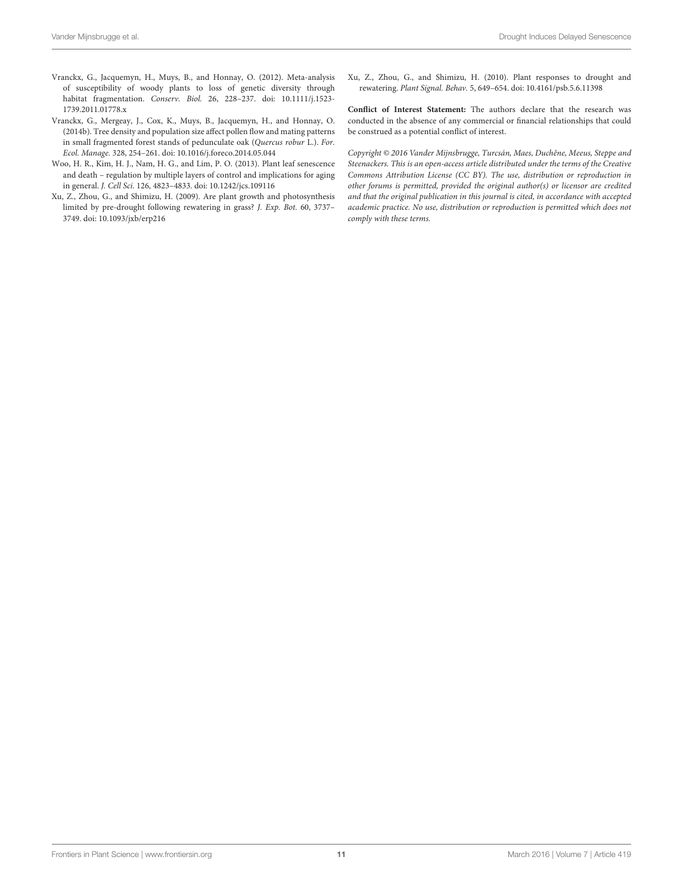Vranckx, G., Jacquemyn, H., Muys, B., and Honnay, O. (2012). Meta-analysis of susceptibility of woody plants to loss of genetic diversity through habitat fragmentation. *Conserv. Biol.* 26, 228–237. doi: 10.1111/j.1523-1739.2011.01778.x

Vranckx, G., Mergeay, J., Cox, K., Muys, B., Jacquemyn, H., and Honnay, O. (2014b). Tree density and population size affect pollen flow and mating patterns in small fragmented forest stands of pedunculate oak (*Quercus robur* L.). *For. Ecol. Manage.* 328, 254–261. doi: 10.1016/j.foreco.2014.05.044

Woo, H. R., Kim, H. J., Nam, H. G., and Lim, P. O. (2013). Plant leaf senescence and death – regulation by multiple layers of control and implications for aging in general. *J. Cell Sci.* 126, 4823–4833. doi: 10.1242/jcs.109116

Xu, Z., Zhou, G., and Shimizu, H. (2009). Are plant growth and photosynthesis limited by pre-drought following rewatering in grass? *J. Exp. Bot.* 60, 3737–3749. doi: 10.1093/jxb/erp216

Xu, Z., Zhou, G., and Shimizu, H. (2010). Plant responses to drought and rewatering. *Plant Signal. Behav.* 5, 649–654. doi: 10.4161/psb.5.6.11398

**Conflict of Interest Statement:** The authors declare that the research was conducted in the absence of any commercial or financial relationships that could be construed as a potential conflict of interest.

*Copyright © 2016 Vander Mijnsbrugge, Turcsán, Maes, Duchêne, Meeus, Steppe and Steenackers. This is an open-access article distributed under the terms of the Creative Commons Attribution License (CC BY). The use, distribution or reproduction in other forums is permitted, provided the original author(s) or licensor are credited and that the original publication in this journal is cited, in accordance with accepted academic practice. No use, distribution or reproduction is permitted which does not comply with these terms.*